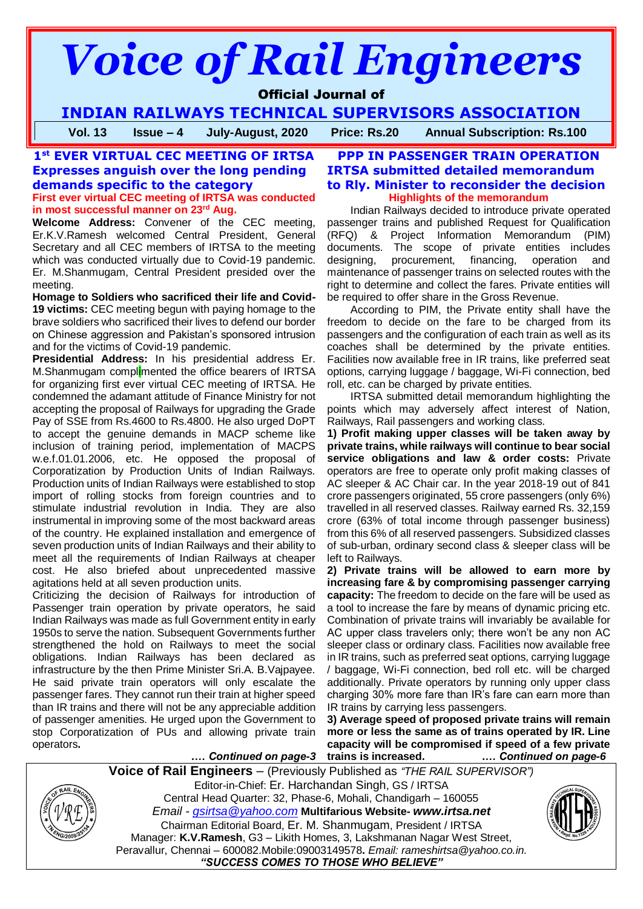# Voice of Rail Engineers

**Official Journal of**

## INDIAN RAILWAYS TECHNICAL SUPERVISORS ASSOCIATION

**Vol. 13 Issue – 4 July-August, 2020 Price: Rs.20 Annual Subscription: Rs.100**

## 1st EVER VIRTUAL CEC MEETING OF IRTSA Expresses anguish over the long pending demands specific to the category

**First ever virtual CEC meeting of IRTSA was conducted in most successful manner on 23rd Aug.**

**Welcome Address:** Convener of the CEC meeting, Er.K.V.Ramesh welcomed Central President, General Secretary and all CEC members of IRTSA to the meeting which was conducted virtually due to Covid-19 pandemic. Er. M.Shanmugam, Central President presided over the meeting.

**Homage to Soldiers who sacrificed their life and Covid-19 victims:** CEC meeting begun with paying homage to the brave soldiers who sacrificed their lives to defend our border on Chinese aggression and Pakistan's sponsored intrusion and for the victims of Covid-19 pandemic.

**Presidential Address:** In his presidential address Er. M.Shanmugam complimented the office bearers of IRTSA for organizing first ever virtual CEC meeting of IRTSA. He condemned the adamant attitude of Finance Ministry for not accepting the proposal of Railways for upgrading the Grade Pay of SSE from Rs.4600 to Rs.4800. He also urged DoPT to accept the genuine demands in MACP scheme like inclusion of training period, implementation of MACPS w.e.f.01.01.2006, etc. He opposed the proposal of Corporatization by Production Units of Indian Railways. Production units of Indian Railways were established to stop import of rolling stocks from foreign countries and to stimulate industrial revolution in India. They are also instrumental in improving some of the most backward areas of the country. He explained installation and emergence of seven production units of Indian Railways and their ability to meet all the requirements of Indian Railways at cheaper cost. He also briefed about unprecedented massive agitations held at all seven production units.

Criticizing the decision of Railways for introduction of Passenger train operation by private operators, he said Indian Railways was made as full Government entity in early 1950s to serve the nation. Subsequent Governments further strengthened the hold on Railways to meet the social obligations. Indian Railways has been declared as infrastructure by the then Prime Minister Sri.A. B.Vajpayee. He said private train operators will only escalate the passenger fares. They cannot run their train at higher speed than IR trains and there will not be any appreciable addition of passenger amenities. He urged upon the Government to stop Corporatization of PUs and allowing private train operators**.**

***…. Continued on page-3***

## PPP IN PASSENGER TRAIN OPERATION IRTSA submitted detailed memorandum to Rly. Minister to reconsider the decision

**Highlights of the memorandum**

Indian Railways decided to introduce private operated passenger trains and published Request for Qualification (RFQ) & Project Information Memorandum (PIM) documents. The scope of private entities includes designing, procurement, financing, operation and maintenance of passenger trains on selected routes with the right to determine and collect the fares. Private entities will be required to offer share in the Gross Revenue.

According to PIM, the Private entity shall have the freedom to decide on the fare to be charged from its passengers and the configuration of each train as well as its coaches shall be determined by the private entities. Facilities now available free in IR trains, like preferred seat options, carrying luggage / baggage, Wi-Fi connection, bed roll, etc. can be charged by private entities.

IRTSA submitted detail memorandum highlighting the points which may adversely affect interest of Nation, Railways, Rail passengers and working class.

**1) Profit making upper classes will be taken away by private trains, while railways will continue to bear social service obligations and law & order costs:** Private operators are free to operate only profit making classes of AC sleeper & AC Chair car. In the year 2018-19 out of 841 crore passengers originated, 55 crore passengers (only 6%) travelled in all reserved classes. Railway earned Rs. 32,159 crore (63% of total income through passenger business) from this 6% of all reserved passengers. Subsidized classes of sub-urban, ordinary second class & sleeper class will be left to Railways.

**2) Private trains will be allowed to earn more by increasing fare & by compromising passenger carrying capacity:** The freedom to decide on the fare will be used as a tool to increase the fare by means of dynamic pricing etc. Combination of private trains will invariably be available for AC upper class travelers only; there won't be any non AC sleeper class or ordinary class. Facilities now available free in IR trains, such as preferred seat options, carrying luggage / baggage, Wi-Fi connection, bed roll etc. will be charged additionally. Private operators by running only upper class charging 30% more fare than IR's fare can earn more than IR trains by carrying less passengers.

**3) Average speed of proposed private trains will remain more or less the same as of trains operated by IR. Line capacity will be compromised if speed of a few private trains is increased.**

***…. Continued on page-6***

**Voice of Rail Engineers** – (Previously Published as *"THE RAIL SUPERVISOR")*

Editor-in-Chief: Er. Harchandan Singh, GS / IRTSA

Central Head Quarter: 32, Phase-6, Mohali, Chandigarh – 160055

*Email - gsirtsa@yahoo.com* **Multifarious Website- *www.irtsa.net***

Chairman Editorial Board, Er. M. Shanmugam, President / IRTSA

Manager: **K.V.Ramesh**, G3 – Likith Homes, 3, Lakshmanan Nagar West Street, Peravallur, Chennai – 600082.Mobile:09003149578**.** *Email: rameshirtsa@yahoo.co.in.*

***"SUCCESS COMES TO THOSE WHO BELIEVE"***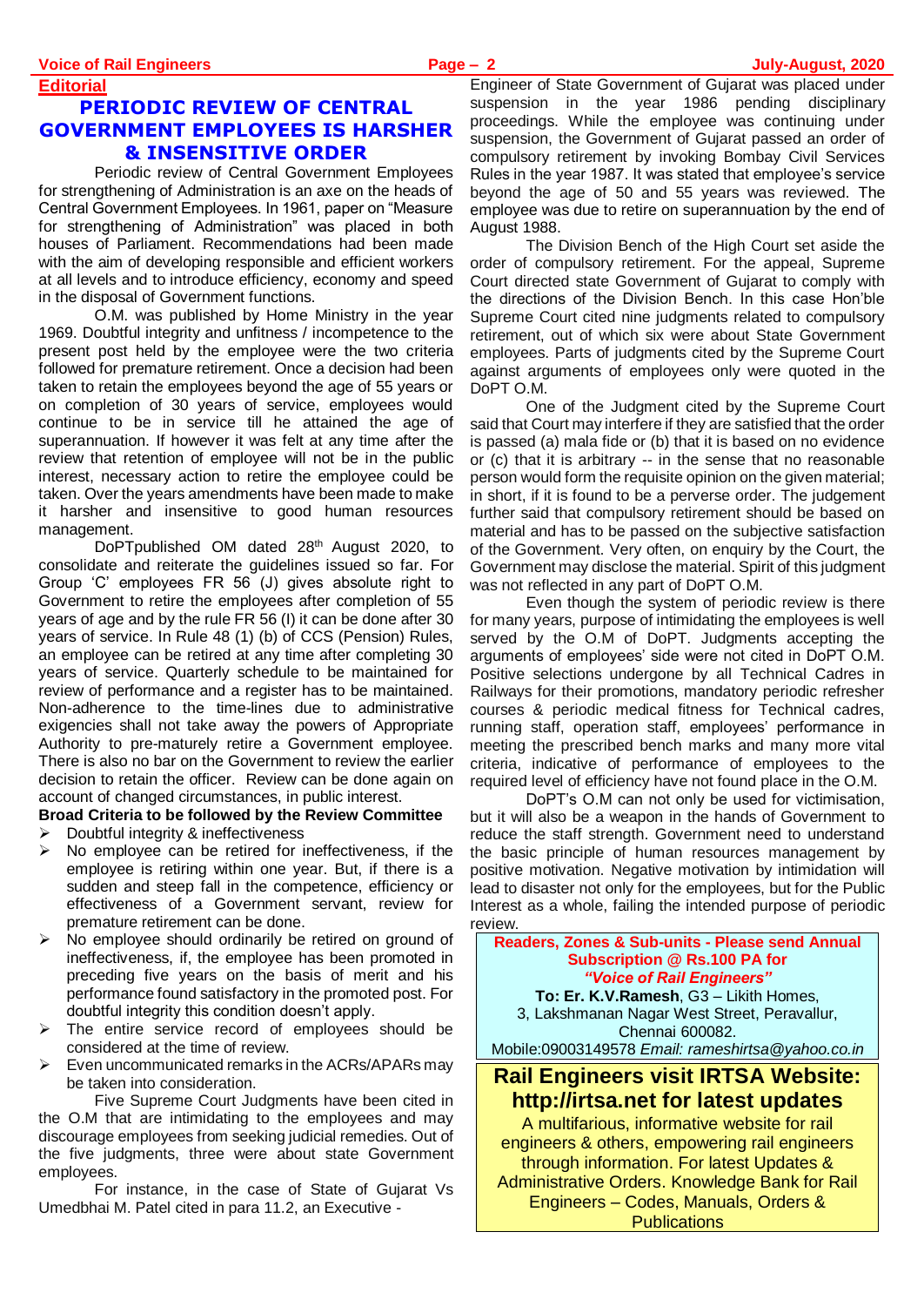**Editorial**

# PERIODIC REVIEW OF CENTRAL GOVERNMENT EMPLOYEES IS HARSHER & INSENSITIVE ORDER

Periodic review of Central Government Employees for strengthening of Administration is an axe on the heads of Central Government Employees. In 1961, paper on "Measure for strengthening of Administration" was placed in both houses of Parliament. Recommendations had been made with the aim of developing responsible and efficient workers at all levels and to introduce efficiency, economy and speed in the disposal of Government functions.

O.M. was published by Home Ministry in the year 1969. Doubtful integrity and unfitness / incompetence to the present post held by the employee were the two criteria followed for premature retirement. Once a decision had been taken to retain the employees beyond the age of 55 years or on completion of 30 years of service, employees would continue to be in service till he attained the age of superannuation. If however it was felt at any time after the review that retention of employee will not be in the public interest, necessary action to retire the employee could be taken. Over the years amendments have been made to make it harsher and insensitive to good human resources management.

DoPTpublished OM dated 28th August 2020, to consolidate and reiterate the guidelines issued so far. For Group 'C' employees FR 56 (J) gives absolute right to Government to retire the employees after completion of 55 years of age and by the rule FR 56 (I) it can be done after 30 years of service. In Rule 48 (1) (b) of CCS (Pension) Rules, an employee can be retired at any time after completing 30 years of service. Quarterly schedule to be maintained for review of performance and a register has to be maintained. Non-adherence to the time-lines due to administrative exigencies shall not take away the powers of Appropriate Authority to pre-maturely retire a Government employee. There is also no bar on the Government to review the earlier decision to retain the officer. Review can be done again on account of changed circumstances, in public interest.

**Broad Criteria to be followed by the Review Committee**

- Doubtful integrity & ineffectiveness
- No employee can be retired for ineffectiveness, if the employee is retiring within one year. But, if there is a sudden and steep fall in the competence, efficiency or effectiveness of a Government servant, review for premature retirement can be done.
- No employee should ordinarily be retired on ground of ineffectiveness, if, the employee has been promoted in preceding five years on the basis of merit and his performance found satisfactory in the promoted post. For doubtful integrity this condition doesn't apply.
- The entire service record of employees should be considered at the time of review.
- Even uncommunicated remarks in the ACRs/APARs may be taken into consideration.

Five Supreme Court Judgments have been cited in the O.M that are intimidating to the employees and may discourage employees from seeking judicial remedies. Out of the five judgments, three were about state Government employees.

For instance, in the case of State of Gujarat Vs Umedbhai M. Patel cited in para 11.2, an Executive - Engineer of State Government of Gujarat was placed under suspension in the year 1986 pending disciplinary proceedings. While the employee was continuing under suspension, the Government of Gujarat passed an order of compulsory retirement by invoking Bombay Civil Services Rules in the year 1987. It was stated that employee's service beyond the age of 50 and 55 years was reviewed. The employee was due to retire on superannuation by the end of August 1988.

The Division Bench of the High Court set aside the order of compulsory retirement. For the appeal, Supreme Court directed state Government of Gujarat to comply with the directions of the Division Bench. In this case Hon'ble Supreme Court cited nine judgments related to compulsory retirement, out of which six were about State Government employees. Parts of judgments cited by the Supreme Court against arguments of employees only were quoted in the DoPT O.M.

One of the Judgment cited by the Supreme Court said that Court may interfere if they are satisfied that the order is passed (a) mala fide or (b) that it is based on no evidence or (c) that it is arbitrary -- in the sense that no reasonable person would form the requisite opinion on the given material; in short, if it is found to be a perverse order. The judgement further said that compulsory retirement should be based on material and has to be passed on the subjective satisfaction of the Government. Very often, on enquiry by the Court, the Government may disclose the material. Spirit of this judgment was not reflected in any part of DoPT O.M.

Even though the system of periodic review is there for many years, purpose of intimidating the employees is well served by the O.M of DoPT. Judgments accepting the arguments of employees' side were not cited in DoPT O.M. Positive selections undergone by all Technical Cadres in Railways for their promotions, mandatory periodic refresher courses & periodic medical fitness for Technical cadres, running staff, operation staff, employees' performance in meeting the prescribed bench marks and many more vital criteria, indicative of performance of employees to the required level of efficiency have not found place in the O.M.

DoPT's O.M can not only be used for victimisation, but it will also be a weapon in the hands of Government to reduce the staff strength. Government need to understand the basic principle of human resources management by positive motivation. Negative motivation by intimidation will lead to disaster not only for the employees, but for the Public Interest as a whole, failing the intended purpose of periodic review.

---

**Readers, Zones & Sub-units - Please send Annual Subscription @ Rs.100 PA for *"Voice of Rail Engineers"***

**To: Er. K.V.Ramesh**, G3 – Likith Homes, 3, Lakshmanan Nagar West Street, Peravallur, Chennai 600082.
Mobile:09003149578 *Email: rameshirtsa@yahoo.co.in*

---

## Rail Engineers visit IRTSA Website: http://irtsa.net for latest updates

A multifarious, informative website for rail engineers & others, empowering rail engineers through information. For latest Updates & Administrative Orders. Knowledge Bank for Rail Engineers – Codes, Manuals, Orders & Publications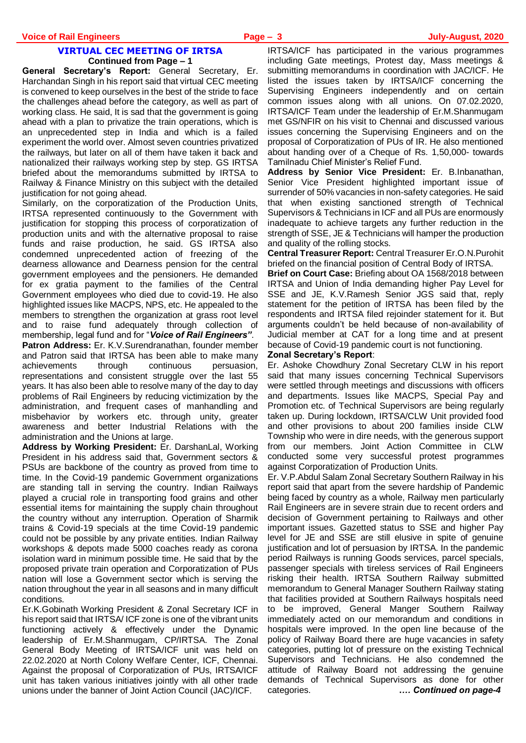## VIRTUAL CEC MEETING OF IRTSA

**Continued from Page – 1**

**General Secretary's Report:** General Secretary, Er. Harchandan Singh in his report said that virtual CEC meeting is convened to keep ourselves in the best of the stride to face the challenges ahead before the category, as well as part of working class. He said, It is sad that the government is going ahead with a plan to privatize the train operations, which is an unprecedented step in India and which is a failed experiment the world over. Almost seven countries privatized the railways, but later on all of them have taken it back and nationalized their railways working step by step. GS IRTSA briefed about the memorandums submitted by IRTSA to Railway & Finance Ministry on this subject with the detailed justification for not going ahead.

Similarly, on the corporatization of the Production Units, IRTSA represented continuously to the Government with justification for stopping this process of corporatization of production units and with the alternative proposal to raise funds and raise production, he said. GS IRTSA also condemned unprecedented action of freezing of the dearness allowance and Dearness pension for the central government employees and the pensioners. He demanded for ex gratia payment to the families of the Central Government employees who died due to covid-19. He also highlighted issues like MACPS, NPS, etc. He appealed to the members to strengthen the organization at grass root level and to raise fund adequately through collection of membership, legal fund and for "***Voice of Rail Engineers"***.

**Patron Address:** Er. K.V.Surendranathan, founder member and Patron said that IRTSA has been able to make many achievements through continuous persuasion, representations and consistent struggle over the last 55 years. It has also been able to resolve many of the day to day problems of Rail Engineers by reducing victimization by the administration, and frequent cases of manhandling and misbehavior by workers etc. through unity, greater awareness and better Industrial Relations with the administration and the Unions at large.

**Address by Working President:** Er. DarshanLal, Working President in his address said that, Government sectors & PSUs are backbone of the country as proved from time to time. In the Covid-19 pandemic Government organizations are standing tall in serving the country. Indian Railways played a crucial role in transporting food grains and other essential items for maintaining the supply chain throughout the country without any interruption. Operation of Sharmik trains & Covid-19 specials at the time Covid-19 pandemic could not be possible by any private entities. Indian Railway workshops & depots made 5000 coaches ready as corona isolation ward in minimum possible time. He said that by the proposed private train operation and Corporatization of PUs nation will lose a Government sector which is serving the nation throughout the year in all seasons and in many difficult conditions.

Er.K.Gobinath Working President & Zonal Secretary ICF in his report said that IRTSA/ ICF zone is one of the vibrant units functioning actively & effectively under the Dynamic leadership of Er.M.Shanmugam, CP/IRTSA. The Zonal General Body Meeting of IRTSA/ICF unit was held on 22.02.2020 at North Colony Welfare Center, ICF, Chennai. Against the proposal of Corporatization of PUs, IRTSA/ICF unit has taken various initiatives jointly with all other trade unions under the banner of Joint Action Council (JAC)/ICF. IRTSA/ICF has participated in the various programmes including Gate meetings, Protest day, Mass meetings & submitting memorandums in coordination with JAC/ICF. He listed the issues taken by IRTSA/ICF concerning the Supervising Engineers independently and on certain common issues along with all unions. On 07.02.2020, IRTSA/ICF Team under the leadership of Er.M.Shanmugam met GS/NFIR on his visit to Chennai and discussed various issues concerning the Supervising Engineers and on the proposal of Corporatization of PUs of IR. He also mentioned about handing over of a Cheque of Rs. 1,50,000- towards Tamilnadu Chief Minister's Relief Fund.

**Address by Senior Vice President:** Er. B.Inbanathan, Senior Vice President highlighted important issue of surrender of 50% vacancies in non-safety categories. He said that when existing sanctioned strength of Technical Supervisors & Technicians in ICF and all PUs are enormously inadequate to achieve targets any further reduction in the strength of SSE, JE & Technicians will hamper the production and quality of the rolling stocks.

**Central Treasurer Report:** Central Treasurer Er.O.N.Purohit briefed on the financial position of Central Body of IRTSA.

**Brief on Court Case:** Briefing about OA 1568/2018 between IRTSA and Union of India demanding higher Pay Level for SSE and JE, K.V.Ramesh Senior JGS said that, reply statement for the petition of IRTSA has been filed by the respondents and IRTSA filed rejoinder statement for it. But arguments couldn't be held because of non-availability of Judicial member at CAT for a long time and at present because of Covid-19 pandemic court is not functioning.

**Zonal Secretary's Report**:

Er. Ashoke Chowdhury Zonal Secretary CLW in his report said that many issues concerning Technical Supervisors were settled through meetings and discussions with officers and departments. Issues like MACPS, Special Pay and Promotion etc. of Technical Supervisors are being regularly taken up. During lockdown, IRTSA/CLW Unit provided food and other provisions to about 200 families inside CLW Township who were in dire needs, with the generous support from our members. Joint Action Committee in CLW conducted some very successful protest programmes against Corporatization of Production Units.

Er. V.P.Abdul Salam Zonal Secretary Southern Railway in his report said that apart from the severe hardship of Pandemic being faced by country as a whole, Railway men particularly Rail Engineers are in severe strain due to recent orders and decision of Government pertaining to Railways and other important issues. Gazetted status to SSE and higher Pay level for JE and SSE are still elusive in spite of genuine justification and lot of persuasion by IRTSA. In the pandemic period Railways is running Goods services, parcel specials, passenger specials with tireless services of Rail Engineers risking their health. IRTSA Southern Railway submitted memorandum to General Manager Southern Railway stating that facilities provided at Southern Railways hospitals need to be improved, General Manger Southern Railway immediately acted on our memorandum and conditions in hospitals were improved. In the open line because of the policy of Railway Board there are huge vacancies in safety categories, putting lot of pressure on the existing Technical Supervisors and Technicians. He also condemned the attitude of Railway Board not addressing the genuine demands of Technical Supervisors as done for other categories.

***…. Continued on page-4***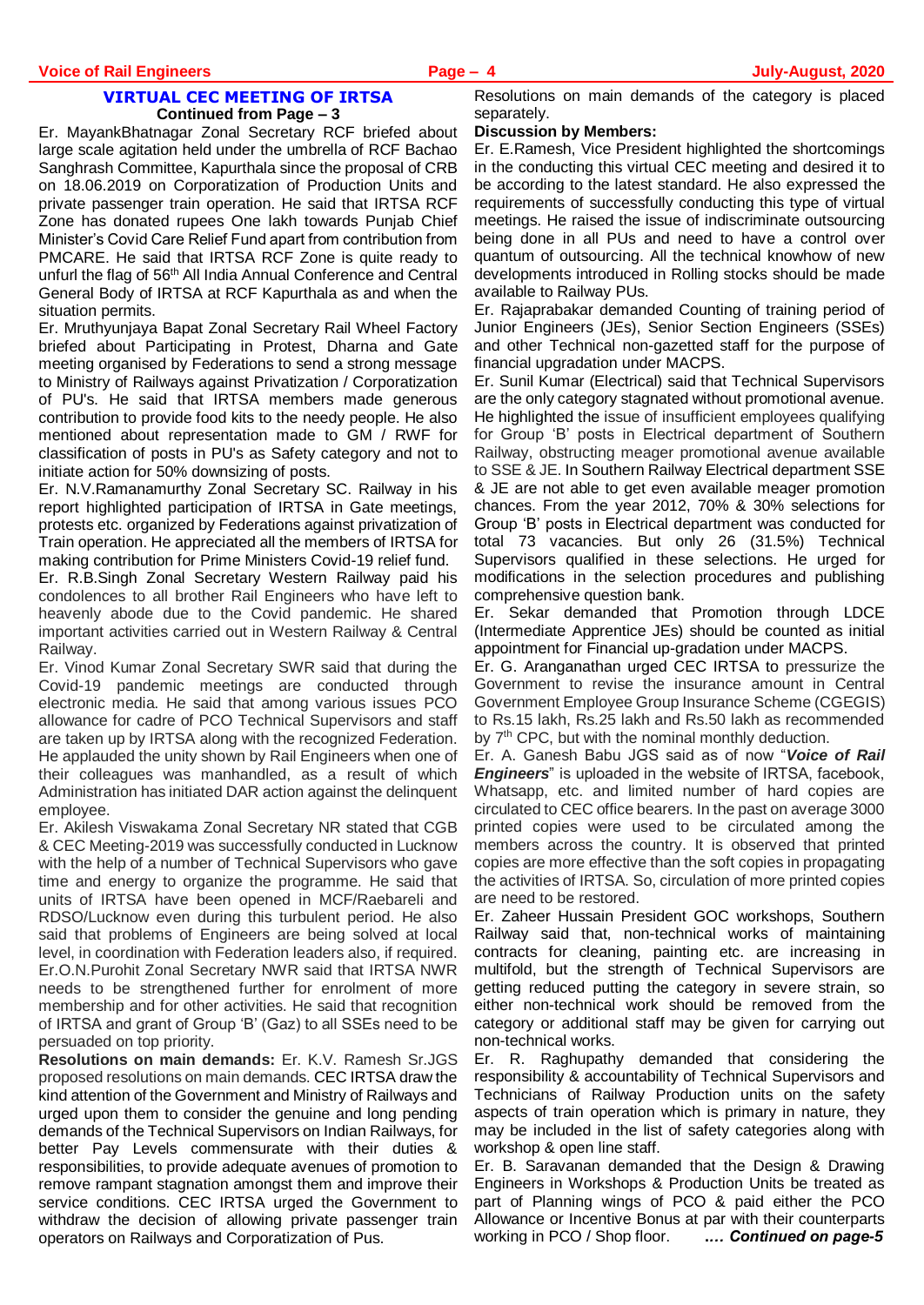## VIRTUAL CEC MEETING OF IRTSA

**Continued from Page – 3**

Er. MayankBhatnagar Zonal Secretary RCF briefed about large scale agitation held under the umbrella of RCF Bachao Sanghrash Committee, Kapurthala since the proposal of CRB on 18.06.2019 on Corporatization of Production Units and private passenger train operation. He said that IRTSA RCF Zone has donated rupees One lakh towards Punjab Chief Minister's Covid Care Relief Fund apart from contribution from PMCARE. He said that IRTSA RCF Zone is quite ready to unfurl the flag of 56th All India Annual Conference and Central General Body of IRTSA at RCF Kapurthala as and when the situation permits.

Er. Mruthyunjaya Bapat Zonal Secretary Rail Wheel Factory briefed about Participating in Protest, Dharna and Gate meeting organised by Federations to send a strong message to Ministry of Railways against Privatization / Corporatization of PU's. He said that IRTSA members made generous contribution to provide food kits to the needy people. He also mentioned about representation made to GM / RWF for classification of posts in PU's as Safety category and not to initiate action for 50% downsizing of posts.

Er. N.V.Ramanamurthy Zonal Secretary SC. Railway in his report highlighted participation of IRTSA in Gate meetings, protests etc. organized by Federations against privatization of Train operation. He appreciated all the members of IRTSA for making contribution for Prime Ministers Covid-19 relief fund.

Er. R.B.Singh Zonal Secretary Western Railway paid his condolences to all brother Rail Engineers who have left to heavenly abode due to the Covid pandemic. He shared important activities carried out in Western Railway & Central Railway.

Er. Vinod Kumar Zonal Secretary SWR said that during the Covid-19 pandemic meetings are conducted through electronic media. He said that among various issues PCO allowance for cadre of PCO Technical Supervisors and staff are taken up by IRTSA along with the recognized Federation. He applauded the unity shown by Rail Engineers when one of their colleagues was manhandled, as a result of which Administration has initiated DAR action against the delinquent employee.

Er. Akilesh Viswakama Zonal Secretary NR stated that CGB & CEC Meeting-2019 was successfully conducted in Lucknow with the help of a number of Technical Supervisors who gave time and energy to organize the programme. He said that units of IRTSA have been opened in MCF/Raebareli and RDSO/Lucknow even during this turbulent period. He also said that problems of Engineers are being solved at local level, in coordination with Federation leaders also, if required.

Er.O.N.Purohit Zonal Secretary NWR said that IRTSA NWR needs to be strengthened further for enrolment of more membership and for other activities. He said that recognition of IRTSA and grant of Group 'B' (Gaz) to all SSEs need to be persuaded on top priority.

**Resolutions on main demands:** Er. K.V. Ramesh Sr.JGS proposed resolutions on main demands. CEC IRTSA draw the kind attention of the Government and Ministry of Railways and urged upon them to consider the genuine and long pending demands of the Technical Supervisors on Indian Railways, for better Pay Levels commensurate with their duties & responsibilities, to provide adequate avenues of promotion to remove rampant stagnation amongst them and improve their service conditions. CEC IRTSA urged the Government to withdraw the decision of allowing private passenger train operators on Railways and Corporatization of Pus. Resolutions on main demands of the category is placed separately.

**Discussion by Members:**

Er. E.Ramesh, Vice President highlighted the shortcomings in the conducting this virtual CEC meeting and desired it to be according to the latest standard. He also expressed the requirements of successfully conducting this type of virtual meetings. He raised the issue of indiscriminate outsourcing being done in all PUs and need to have a control over quantum of outsourcing. All the technical knowhow of new developments introduced in Rolling stocks should be made available to Railway PUs.

Er. Rajaprabakar demanded Counting of training period of Junior Engineers (JEs), Senior Section Engineers (SSEs) and other Technical non-gazetted staff for the purpose of financial upgradation under MACPS.

Er. Sunil Kumar (Electrical) said that Technical Supervisors are the only category stagnated without promotional avenue. He highlighted the issue of insufficient employees qualifying for Group 'B' posts in Electrical department of Southern Railway, obstructing meager promotional avenue available to SSE & JE. In Southern Railway Electrical department SSE & JE are not able to get even available meager promotion chances. From the year 2012, 70% & 30% selections for Group 'B' posts in Electrical department was conducted for total 73 vacancies. But only 26 (31.5%) Technical Supervisors qualified in these selections. He urged for modifications in the selection procedures and publishing comprehensive question bank.

Er. Sekar demanded that Promotion through LDCE (Intermediate Apprentice JEs) should be counted as initial appointment for Financial up-gradation under MACPS.

Er. G. Aranganathan urged CEC IRTSA to pressurize the Government to revise the insurance amount in Central Government Employee Group Insurance Scheme (CGEGIS) to Rs.15 lakh, Rs.25 lakh and Rs.50 lakh as recommended by 7th CPC, but with the nominal monthly deduction.

Er. A. Ganesh Babu JGS said as of now "***Voice of Rail Engineers***" is uploaded in the website of IRTSA, facebook, Whatsapp, etc. and limited number of hard copies are circulated to CEC office bearers. In the past on average 3000 printed copies were used to be circulated among the members across the country. It is observed that printed copies are more effective than the soft copies in propagating the activities of IRTSA. So, circulation of more printed copies are need to be restored.

Er. Zaheer Hussain President GOC workshops, Southern Railway said that, non-technical works of maintaining contracts for cleaning, painting etc. are increasing in multifold, but the strength of Technical Supervisors are getting reduced putting the category in severe strain, so either non-technical work should be removed from the category or additional staff may be given for carrying out non-technical works.

Er. R. Raghupathy demanded that considering the responsibility & accountability of Technical Supervisors and Technicians of Railway Production units on the safety aspects of train operation which is primary in nature, they may be included in the list of safety categories along with workshop & open line staff.

Er. B. Saravanan demanded that the Design & Drawing Engineers in Workshops & Production Units be treated as part of Planning wings of PCO & paid either the PCO Allowance or Incentive Bonus at par with their counterparts working in PCO / Shop floor. ***…. Continued on page-5***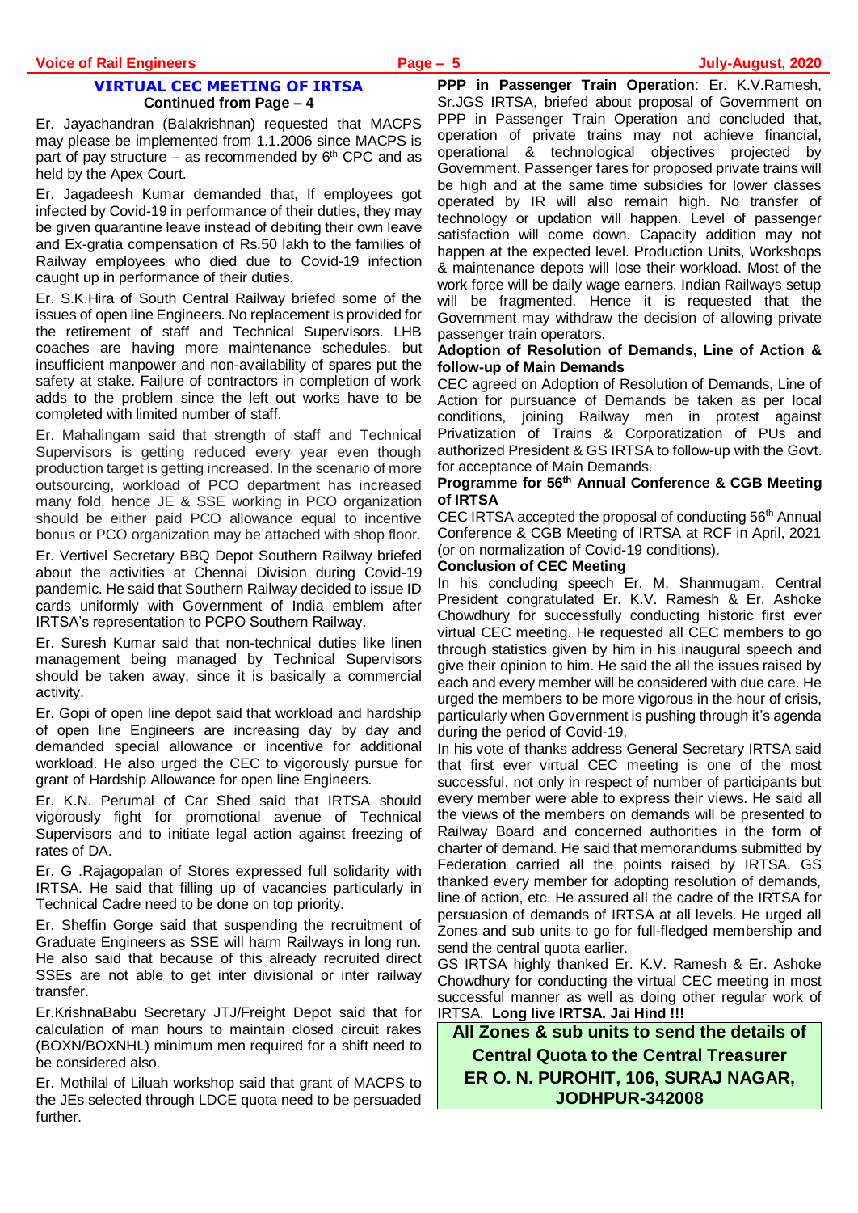## VIRTUAL CEC MEETING OF IRTSA

**Continued from Page – 4**

Er. Jayachandran (Balakrishnan) requested that MACPS may please be implemented from 1.1.2006 since MACPS is part of pay structure – as recommended by 6th CPC and as held by the Apex Court.

Er. Jagadeesh Kumar demanded that, If employees got infected by Covid-19 in performance of their duties, they may be given quarantine leave instead of debiting their own leave and Ex-gratia compensation of Rs.50 lakh to the families of Railway employees who died due to Covid-19 infection caught up in performance of their duties.

Er. S.K.Hira of South Central Railway briefed some of the issues of open line Engineers. No replacement is provided for the retirement of staff and Technical Supervisors. LHB coaches are having more maintenance schedules, but insufficient manpower and non-availability of spares put the safety at stake. Failure of contractors in completion of work adds to the problem since the left out works have to be completed with limited number of staff.

Er. Mahalingam said that strength of staff and Technical Supervisors is getting reduced every year even though production target is getting increased. In the scenario of more outsourcing, workload of PCO department has increased many fold, hence JE & SSE working in PCO organization should be either paid PCO allowance equal to incentive bonus or PCO organization may be attached with shop floor.

Er. Vertivel Secretary BBQ Depot Southern Railway briefed about the activities at Chennai Division during Covid-19 pandemic. He said that Southern Railway decided to issue ID cards uniformly with Government of India emblem after IRTSA's representation to PCPO Southern Railway.

Er. Suresh Kumar said that non-technical duties like linen management being managed by Technical Supervisors should be taken away, since it is basically a commercial activity.

Er. Gopi of open line depot said that workload and hardship of open line Engineers are increasing day by day and demanded special allowance or incentive for additional workload. He also urged the CEC to vigorously pursue for grant of Hardship Allowance for open line Engineers.

Er. K.N. Perumal of Car Shed said that IRTSA should vigorously fight for promotional avenue of Technical Supervisors and to initiate legal action against freezing of rates of DA.

Er. G .Rajagopalan of Stores expressed full solidarity with IRTSA. He said that filling up of vacancies particularly in Technical Cadre need to be done on top priority.

Er. Sheffin Gorge said that suspending the recruitment of Graduate Engineers as SSE will harm Railways in long run. He also said that because of this already recruited direct SSEs are not able to get inter divisional or inter railway transfer.

Er.KrishnaBabu Secretary JTJ/Freight Depot said that for calculation of man hours to maintain closed circuit rakes (BOXN/BOXNHL) minimum men required for a shift need to be considered also.

Er. Mothilal of Liluah workshop said that grant of MACPS to the JEs selected through LDCE quota need to be persuaded further.

**PPP in Passenger Train Operation**: Er. K.V.Ramesh, Sr.JGS IRTSA, briefed about proposal of Government on PPP in Passenger Train Operation and concluded that, operation of private trains may not achieve financial, operational & technological objectives projected by Government. Passenger fares for proposed private trains will be high and at the same time subsidies for lower classes operated by IR will also remain high. No transfer of technology or updation will happen. Level of passenger satisfaction will come down. Capacity addition may not happen at the expected level. Production Units, Workshops & maintenance depots will lose their workload. Most of the work force will be daily wage earners. Indian Railways setup will be fragmented. Hence it is requested that the Government may withdraw the decision of allowing private passenger train operators.

**Adoption of Resolution of Demands, Line of Action & follow-up of Main Demands**

CEC agreed on Adoption of Resolution of Demands, Line of Action for pursuance of Demands be taken as per local conditions, joining Railway men in protest against Privatization of Trains & Corporatization of PUs and authorized President & GS IRTSA to follow-up with the Govt. for acceptance of Main Demands.

**Programme for 56th Annual Conference & CGB Meeting of IRTSA**

CEC IRTSA accepted the proposal of conducting 56th Annual Conference & CGB Meeting of IRTSA at RCF in April, 2021 (or on normalization of Covid-19 conditions).

**Conclusion of CEC Meeting**

In his concluding speech Er. M. Shanmugam, Central President congratulated Er. K.V. Ramesh & Er. Ashoke Chowdhury for successfully conducting historic first ever virtual CEC meeting. He requested all CEC members to go through statistics given by him in his inaugural speech and give their opinion to him. He said the all the issues raised by each and every member will be considered with due care. He urged the members to be more vigorous in the hour of crisis, particularly when Government is pushing through it's agenda during the period of Covid-19.

In his vote of thanks address General Secretary IRTSA said that first ever virtual CEC meeting is one of the most successful, not only in respect of number of participants but every member were able to express their views. He said all the views of the members on demands will be presented to Railway Board and concerned authorities in the form of charter of demand. He said that memorandums submitted by Federation carried all the points raised by IRTSA. GS thanked every member for adopting resolution of demands, line of action, etc. He assured all the cadre of the IRTSA for persuasion of demands of IRTSA at all levels. He urged all Zones and sub units to go for full-fledged membership and send the central quota earlier.

GS IRTSA highly thanked Er. K.V. Ramesh & Er. Ashoke Chowdhury for conducting the virtual CEC meeting in most successful manner as well as doing other regular work of IRTSA. **Long live IRTSA. Jai Hind !!!**

**All Zones & sub units to send the details of Central Quota to the Central Treasurer ER O. N. PUROHIT, 106, SURAJ NAGAR, JODHPUR-342008**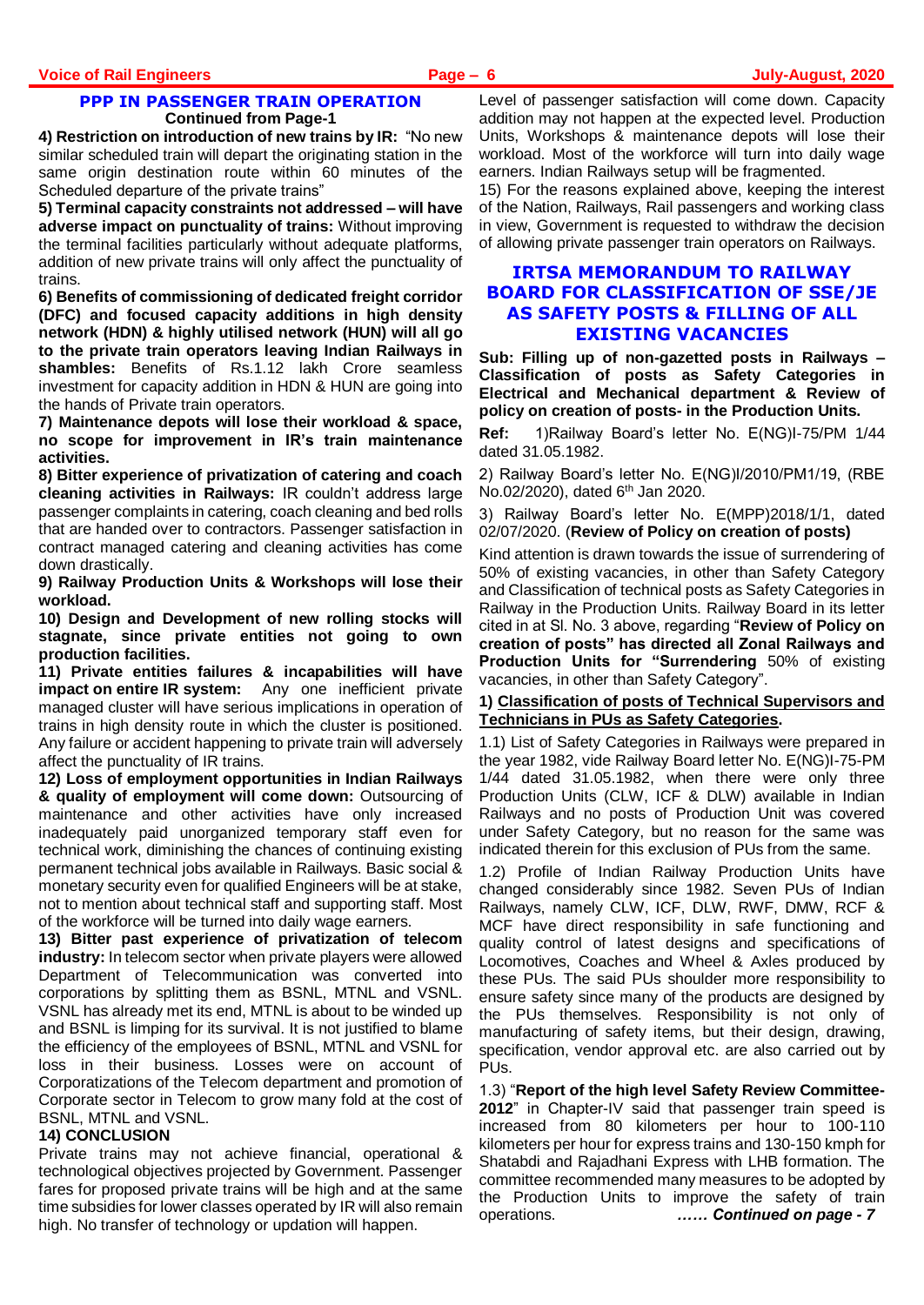## PPP IN PASSENGER TRAIN OPERATION

**Continued from Page-1**

**4) Restriction on introduction of new trains by IR:** "No new similar scheduled train will depart the originating station in the same origin destination route within 60 minutes of the Scheduled departure of the private trains"

**5) Terminal capacity constraints not addressed – will have adverse impact on punctuality of trains:** Without improving the terminal facilities particularly without adequate platforms, addition of new private trains will only affect the punctuality of trains.

**6) Benefits of commissioning of dedicated freight corridor (DFC) and focused capacity additions in high density network (HDN) & highly utilised network (HUN) will all go to the private train operators leaving Indian Railways in shambles:** Benefits of Rs.1.12 lakh Crore seamless investment for capacity addition in HDN & HUN are going into the hands of Private train operators.

**7) Maintenance depots will lose their workload & space, no scope for improvement in IR's train maintenance activities.**

**8) Bitter experience of privatization of catering and coach cleaning activities in Railways:** IR couldn't address large passenger complaints in catering, coach cleaning and bed rolls that are handed over to contractors. Passenger satisfaction in contract managed catering and cleaning activities has come down drastically.

**9) Railway Production Units & Workshops will lose their workload.**

**10) Design and Development of new rolling stocks will stagnate, since private entities not going to own production facilities.**

**11) Private entities failures & incapabilities will have impact on entire IR system:** Any one inefficient private managed cluster will have serious implications in operation of trains in high density route in which the cluster is positioned. Any failure or accident happening to private train will adversely affect the punctuality of IR trains.

**12) Loss of employment opportunities in Indian Railways & quality of employment will come down:** Outsourcing of maintenance and other activities have only increased inadequately paid unorganized temporary staff even for technical work, diminishing the chances of continuing existing permanent technical jobs available in Railways. Basic social & monetary security even for qualified Engineers will be at stake, not to mention about technical staff and supporting staff. Most of the workforce will be turned into daily wage earners.

**13) Bitter past experience of privatization of telecom industry:** In telecom sector when private players were allowed Department of Telecommunication was converted into corporations by splitting them as BSNL, MTNL and VSNL. VSNL has already met its end, MTNL is about to be winded up and BSNL is limping for its survival. It is not justified to blame the efficiency of the employees of BSNL, MTNL and VSNL for loss in their business. Losses were on account of Corporatizations of the Telecom department and promotion of Corporate sector in Telecom to grow many fold at the cost of BSNL, MTNL and VSNL.

**14) CONCLUSION**

Private trains may not achieve financial, operational & technological objectives projected by Government. Passenger fares for proposed private trains will be high and at the same time subsidies for lower classes operated by IR will also remain high. No transfer of technology or updation will happen. Level of passenger satisfaction will come down. Capacity addition may not happen at the expected level. Production Units, Workshops & maintenance depots will lose their workload. Most of the workforce will turn into daily wage earners. Indian Railways setup will be fragmented.

15) For the reasons explained above, keeping the interest of the Nation, Railways, Rail passengers and working class in view, Government is requested to withdraw the decision of allowing private passenger train operators on Railways.

## IRTSA MEMORANDUM TO RAILWAY BOARD FOR CLASSIFICATION OF SSE/JE AS SAFETY POSTS & FILLING OF ALL EXISTING VACANCIES

**Sub: Filling up of non-gazetted posts in Railways – Classification of posts as Safety Categories in Electrical and Mechanical department & Review of policy on creation of posts- in the Production Units.**

**Ref:** 1)Railway Board's letter No. E(NG)I-75/PM 1/44 dated 31.05.1982.

2) Railway Board's letter No. E(NG)I/2010/PM1/19, (RBE No.02/2020), dated 6th Jan 2020.

3) Railway Board's letter No. E(MPP)2018/1/1, dated 02/07/2020. (**Review of Policy on creation of posts)**

Kind attention is drawn towards the issue of surrendering of 50% of existing vacancies, in other than Safety Category and Classification of technical posts as Safety Categories in Railway in the Production Units. Railway Board in its letter cited in at Sl. No. 3 above, regarding "**Review of Policy on creation of posts" has directed all Zonal Railways and Production Units for "Surrendering** 50% of existing vacancies, in other than Safety Category".

**1) Classification of posts of Technical Supervisors and Technicians in PUs as Safety Categories.**

1.1) List of Safety Categories in Railways were prepared in the year 1982, vide Railway Board letter No. E(NG)I-75-PM 1/44 dated 31.05.1982, when there were only three Production Units (CLW, ICF & DLW) available in Indian Railways and no posts of Production Unit was covered under Safety Category, but no reason for the same was indicated therein for this exclusion of PUs from the same.

1.2) Profile of Indian Railway Production Units have changed considerably since 1982. Seven PUs of Indian Railways, namely CLW, ICF, DLW, RWF, DMW, RCF & MCF have direct responsibility in safe functioning and quality control of latest designs and specifications of Locomotives, Coaches and Wheel & Axles produced by these PUs. The said PUs shoulder more responsibility to ensure safety since many of the products are designed by the PUs themselves. Responsibility is not only of manufacturing of safety items, but their design, drawing, specification, vendor approval etc. are also carried out by PUs.

1.3) "**Report of the high level Safety Review Committee-2012**" in Chapter-IV said that passenger train speed is increased from 80 kilometers per hour to 100-110 kilometers per hour for express trains and 130-150 kmph for Shatabdi and Rajadhani Express with LHB formation. The committee recommended many measures to be adopted by the Production Units to improve the safety of train operations. ***…… Continued on page - 7***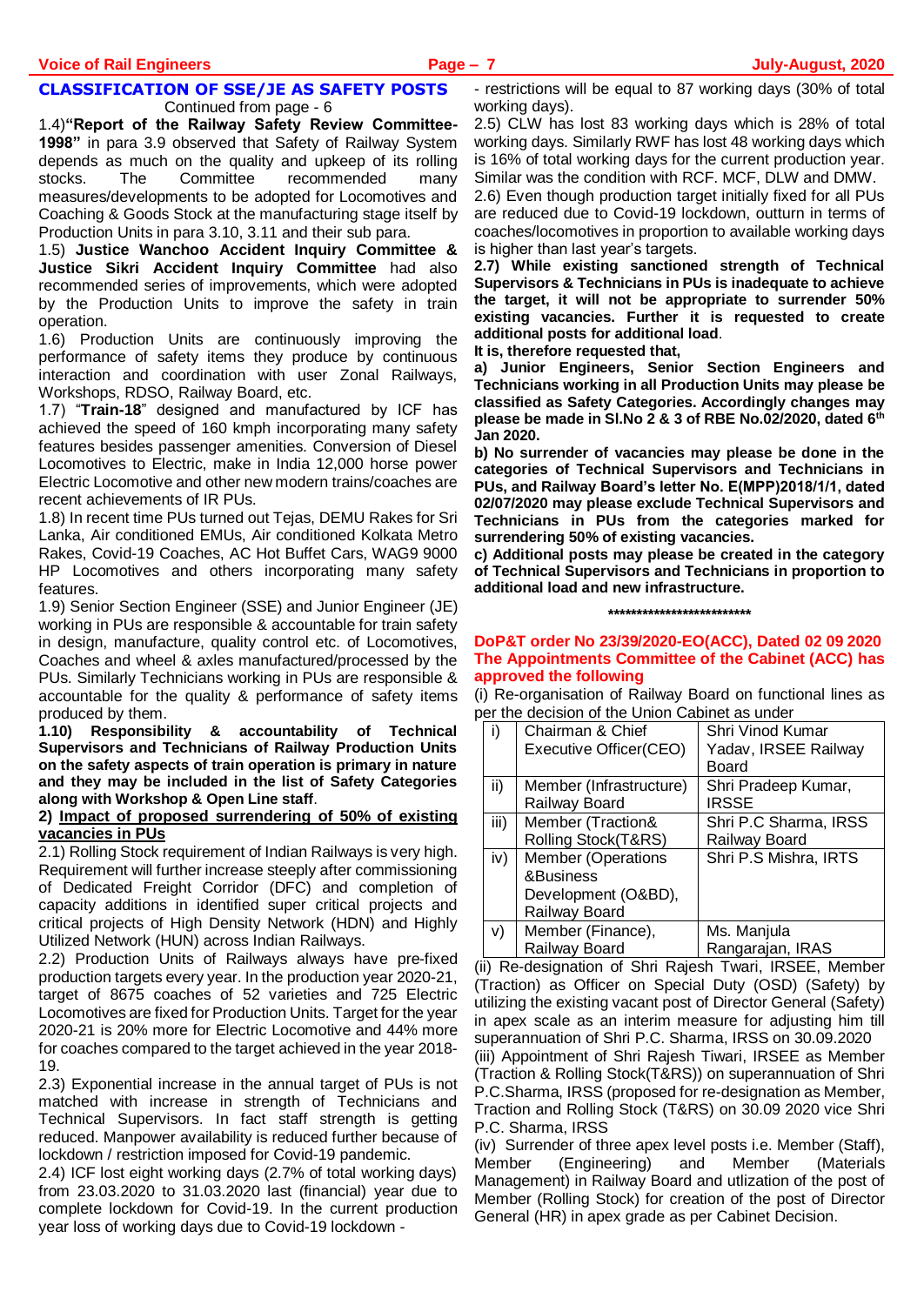## CLASSIFICATION OF SSE/JE AS SAFETY POSTS

Continued from page - 6

1.4)**"Report of the Railway Safety Review Committee-1998"** in para 3.9 observed that Safety of Railway System depends as much on the quality and upkeep of its rolling stocks. The Committee recommended many measures/developments to be adopted for Locomotives and Coaching & Goods Stock at the manufacturing stage itself by Production Units in para 3.10, 3.11 and their sub para.

1.5) **Justice Wanchoo Accident Inquiry Committee & Justice Sikri Accident Inquiry Committee** had also recommended series of improvements, which were adopted by the Production Units to improve the safety in train operation.

1.6) Production Units are continuously improving the performance of safety items they produce by continuous interaction and coordination with user Zonal Railways, Workshops, RDSO, Railway Board, etc.

1.7) "**Train-18**" designed and manufactured by ICF has achieved the speed of 160 kmph incorporating many safety features besides passenger amenities. Conversion of Diesel Locomotives to Electric, make in India 12,000 horse power Electric Locomotive and other new modern trains/coaches are recent achievements of IR PUs.

1.8) In recent time PUs turned out Tejas, DEMU Rakes for Sri Lanka, Air conditioned EMUs, Air conditioned Kolkata Metro Rakes, Covid-19 Coaches, AC Hot Buffet Cars, WAG9 9000 HP Locomotives and others incorporating many safety features.

1.9) Senior Section Engineer (SSE) and Junior Engineer (JE) working in PUs are responsible & accountable for train safety in design, manufacture, quality control etc. of Locomotives, Coaches and wheel & axles manufactured/processed by the PUs. Similarly Technicians working in PUs are responsible & accountable for the quality & performance of safety items produced by them.

**1.10) Responsibility & accountability of Technical Supervisors and Technicians of Railway Production Units on the safety aspects of train operation is primary in nature and they may be included in the list of Safety Categories along with Workshop & Open Line staff**.

**2) <u>Impact of proposed surrendering of 50% of existing vacancies in PUs</u>**

2.1) Rolling Stock requirement of Indian Railways is very high. Requirement will further increase steeply after commissioning of Dedicated Freight Corridor (DFC) and completion of capacity additions in identified super critical projects and critical projects of High Density Network (HDN) and Highly Utilized Network (HUN) across Indian Railways.

2.2) Production Units of Railways always have pre-fixed production targets every year. In the production year 2020-21, target of 8675 coaches of 52 varieties and 725 Electric Locomotives are fixed for Production Units. Target for the year 2020-21 is 20% more for Electric Locomotive and 44% more for coaches compared to the target achieved in the year 2018-19.

2.3) Exponential increase in the annual target of PUs is not matched with increase in strength of Technicians and Technical Supervisors. In fact staff strength is getting reduced. Manpower availability is reduced further because of lockdown / restriction imposed for Covid-19 pandemic.

2.4) ICF lost eight working days (2.7% of total working days) from 23.03.2020 to 31.03.2020 last (financial) year due to complete lockdown for Covid-19. In the current production year loss of working days due to Covid-19 lockdown - restrictions will be equal to 87 working days (30% of total working days).

2.5) CLW has lost 83 working days which is 28% of total working days. Similarly RWF has lost 48 working days which is 16% of total working days for the current production year. Similar was the condition with RCF. MCF, DLW and DMW.

2.6) Even though production target initially fixed for all PUs are reduced due to Covid-19 lockdown, outturn in terms of coaches/locomotives in proportion to available working days is higher than last year's targets.

**2.7) While existing sanctioned strength of Technical Supervisors & Technicians in PUs is inadequate to achieve the target, it will not be appropriate to surrender 50% existing vacancies. Further it is requested to create additional posts for additional load**.

**It is, therefore requested that,**

**a) Junior Engineers, Senior Section Engineers and Technicians working in all Production Units may please be classified as Safety Categories. Accordingly changes may please be made in Sl.No 2 & 3 of RBE No.02/2020, dated 6th Jan 2020.**

**b) No surrender of vacancies may please be done in the categories of Technical Supervisors and Technicians in PUs, and Railway Board's letter No. E(MPP)2018/1/1, dated 02/07/2020 may please exclude Technical Supervisors and Technicians in PUs from the categories marked for surrendering 50% of existing vacancies.**

**c) Additional posts may please be created in the category of Technical Supervisors and Technicians in proportion to additional load and new infrastructure.**

**************************

## DoP&T order No 23/39/2020-EO(ACC), Dated 02 09 2020 The Appointments Committee of the Cabinet (ACC) has approved the following

(i) Re-organisation of Railway Board on functional lines as per the decision of the Union Cabinet as under

| | | |
|---|---|---|
| i) | Chairman & Chief Executive Officer(CEO) | Shri Vinod Kumar Yadav, IRSEE Railway Board |
| ii) | Member (Infrastructure) Railway Board | Shri Pradeep Kumar, IRSSE |
| iii) | Member (Traction& Rolling Stock(T&RS) | Shri P.C Sharma, IRSS Railway Board |
| iv) | Member (Operations &Business Development (O&BD), Railway Board | Shri P.S Mishra, IRTS |
| v) | Member (Finance), Railway Board | Ms. Manjula Rangarajan, IRAS |

(ii) Re-designation of Shri Rajesh Twari, IRSEE, Member (Traction) as Officer on Special Duty (OSD) (Safety) by utilizing the existing vacant post of Director General (Safety) in apex scale as an interim measure for adjusting him till superannuation of Shri P.C. Sharma, IRSS on 30.09.2020

(iii) Appointment of Shri Rajesh Tiwari, IRSEE as Member (Traction & Rolling Stock(T&RS)) on superannuation of Shri P.C.Sharma, IRSS (proposed for re-designation as Member, Traction and Rolling Stock (T&RS) on 30.09 2020 vice Shri P.C. Sharma, IRSS

(iv) Surrender of three apex level posts i.e. Member (Staff), Member (Engineering) and Member (Materials Management) in Railway Board and utlization of the post of Member (Rolling Stock) for creation of the post of Director General (HR) in apex grade as per Cabinet Decision.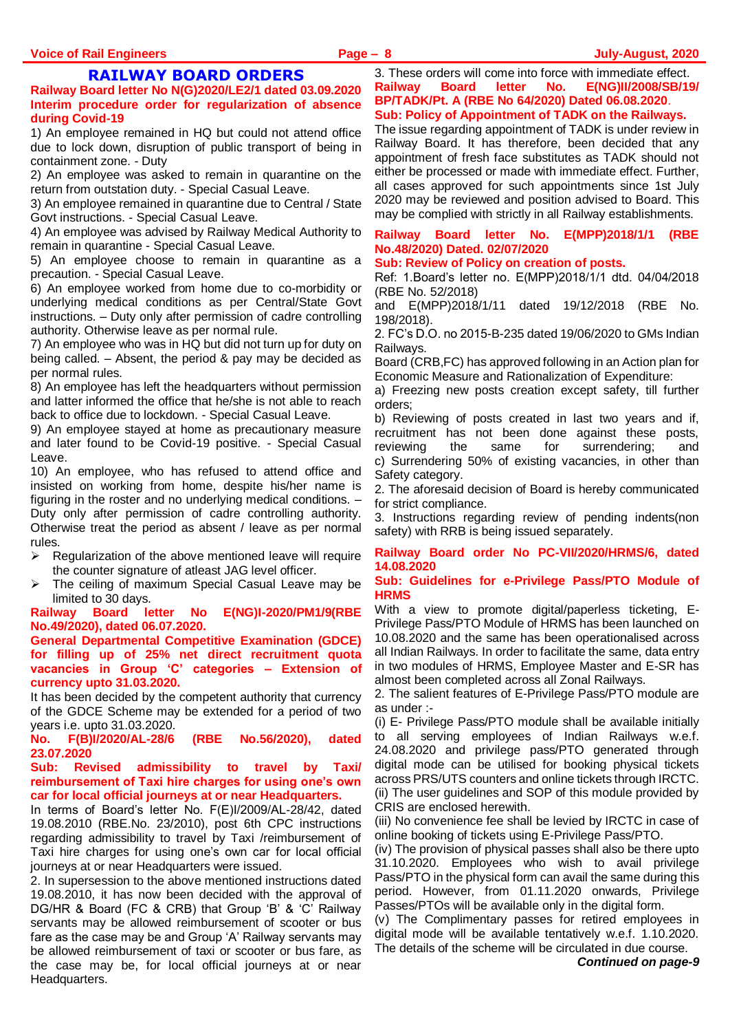## RAILWAY BOARD ORDERS

**Railway Board letter No N(G)2020/LE2/1 dated 03.09.2020 Interim procedure order for regularization of absence during Covid-19**

1) An employee remained in HQ but could not attend office due to lock down, disruption of public transport of being in containment zone. - Duty

2) An employee was asked to remain in quarantine on the return from outstation duty. - Special Casual Leave.

3) An employee remained in quarantine due to Central / State Govt instructions. - Special Casual Leave.

4) An employee was advised by Railway Medical Authority to remain in quarantine - Special Casual Leave.

5) An employee choose to remain in quarantine as a precaution. - Special Casual Leave.

6) An employee worked from home due to co-morbidity or underlying medical conditions as per Central/State Govt instructions. – Duty only after permission of cadre controlling authority. Otherwise leave as per normal rule.

7) An employee who was in HQ but did not turn up for duty on being called. – Absent, the period & pay may be decided as per normal rules.

8) An employee has left the headquarters without permission and latter informed the office that he/she is not able to reach back to office due to lockdown. - Special Casual Leave.

9) An employee stayed at home as precautionary measure and later found to be Covid-19 positive. - Special Casual Leave.

10) An employee, who has refused to attend office and insisted on working from home, despite his/her name is figuring in the roster and no underlying medical conditions. – Duty only after permission of cadre controlling authority. Otherwise treat the period as absent / leave as per normal rules.

- Regularization of the above mentioned leave will require the counter signature of atleast JAG level officer.
- The ceiling of maximum Special Casual Leave may be limited to 30 days.

**Railway Board letter No E(NG)I-2020/PM1/9(RBE No.49/2020), dated 06.07.2020.**

**General Departmental Competitive Examination (GDCE) for filling up of 25% net direct recruitment quota vacancies in Group 'C' categories – Extension of currency upto 31.03.2020.**

It has been decided by the competent authority that currency of the GDCE Scheme may be extended for a period of two years i.e. upto 31.03.2020.

**No. F(B)I/2020/AL-28/6 (RBE No.56/2020), dated 23.07.2020**

**Sub: Revised admissibility to travel by Taxi/ reimbursement of Taxi hire charges for using one's own car for local official journeys at or near Headquarters.**

In terms of Board's letter No. F(E)I/2009/AL-28/42, dated 19.08.2010 (RBE.No. 23/2010), post 6th CPC instructions regarding admissibility to travel by Taxi /reimbursement of Taxi hire charges for using one's own car for local official journeys at or near Headquarters were issued.

2. In supersession to the above mentioned instructions dated 19.08.2010, it has now been decided with the approval of DG/HR & Board (FC & CRB) that Group 'B' & 'C' Railway servants may be allowed reimbursement of scooter or bus fare as the case may be and Group 'A' Railway servants may be allowed reimbursement of taxi or scooter or bus fare, as the case may be, for local official journeys at or near Headquarters.

3. These orders will come into force with immediate effect.

**Railway Board letter No. E(NG)II/2008/SB/19/ BP/TADK/Pt. A (RBE No 64/2020) Dated 06.08.2020.**

**Sub: Policy of Appointment of TADK on the Railways.**

The issue regarding appointment of TADK is under review in Railway Board. It has therefore, been decided that any appointment of fresh face substitutes as TADK should not either be processed or made with immediate effect. Further, all cases approved for such appointments since 1st July 2020 may be reviewed and position advised to Board. This may be complied with strictly in all Railway establishments.

**Railway Board letter No. E(MPP)2018/1/1 (RBE No.48/2020) Dated. 02/07/2020**

**Sub: Review of Policy on creation of posts.**

Ref: 1.Board's letter no. E(MPP)2018/1/1 dtd. 04/04/2018 (RBE No. 52/2018) and E(MPP)2018/1/11 dated 19/12/2018 (RBE No. 198/2018).

2. FC's D.O. no 2015-B-235 dated 19/06/2020 to GMs Indian Railways.

Board (CRB,FC) has approved following in an Action plan for Economic Measure and Rationalization of Expenditure:

a) Freezing new posts creation except safety, till further orders;

b) Reviewing of posts created in last two years and if, recruitment has not been done against these posts, reviewing the same for surrendering; and

c) Surrendering 50% of existing vacancies, in other than Safety category.

2. The aforesaid decision of Board is hereby communicated for strict compliance.

3. Instructions regarding review of pending indents(non safety) with RRB is being issued separately.

**Railway Board order No PC-VII/2020/HRMS/6, dated 14.08.2020**

**Sub: Guidelines for e-Privilege Pass/PTO Module of HRMS**

With a view to promote digital/paperless ticketing, E-Privilege Pass/PTO Module of HRMS has been launched on 10.08.2020 and the same has been operationalised across all Indian Railways. In order to facilitate the same, data entry in two modules of HRMS, Employee Master and E-SR has almost been completed across all Zonal Railways.

2. The salient features of E-Privilege Pass/PTO module are as under :-

(i) E- Privilege Pass/PTO module shall be available initially to all serving employees of Indian Railways w.e.f. 24.08.2020 and privilege pass/PTO generated through digital mode can be utilised for booking physical tickets across PRS/UTS counters and online tickets through IRCTC.

(ii) The user guidelines and SOP of this module provided by CRIS are enclosed herewith.

(iii) No convenience fee shall be levied by IRCTC in case of online booking of tickets using E-Privilege Pass/PTO.

(iv) The provision of physical passes shall also be there upto 31.10.2020. Employees who wish to avail privilege Pass/PTO in the physical form can avail the same during this period. However, from 01.11.2020 onwards, Privilege Passes/PTOs will be available only in the digital form.

(v) The Complimentary passes for retired employees in digital mode will be available tentatively w.e.f. 1.10.2020. The details of the scheme will be circulated in due course.

***Continued on page-9***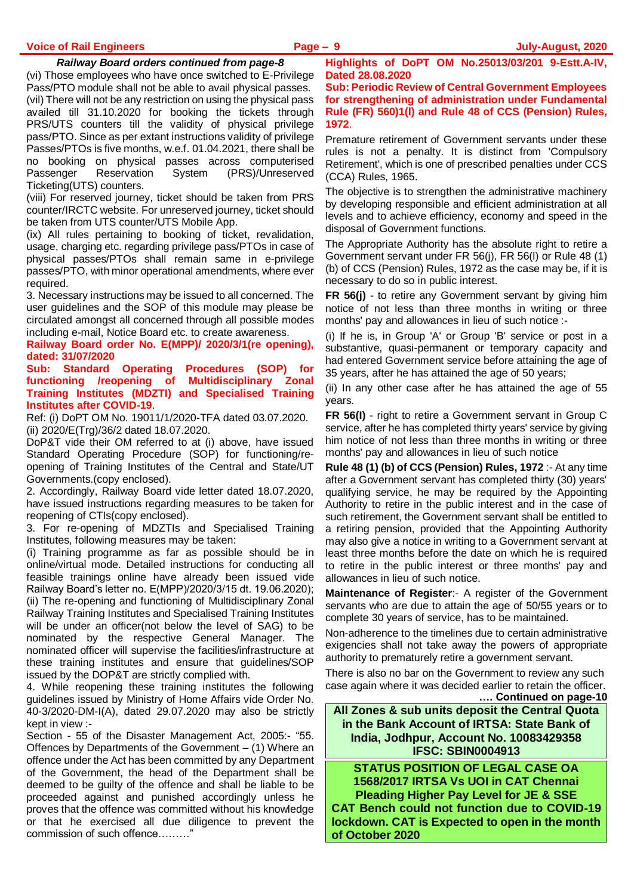***Railway Board orders continued from page-8***

(vi) Those employees who have once switched to E-Privilege Pass/PTO module shall not be able to avail physical passes.

(vii) There will not be any restriction on using the physical pass availed till 31.10.2020 for booking the tickets through PRS/UTS counters till the validity of physical privilege pass/PTO. Since as per extant instructions validity of privilege Passes/PTOs is five months, w.e.f. 01.04.2021, there shall be no booking on physical passes across computerised Passenger Reservation System (PRS)/Unreserved Ticketing(UTS) counters.

(viii) For reserved journey, ticket should be taken from PRS counter/IRCTC website. For unreserved journey, ticket should be taken from UTS counter/UTS Mobile App.

(ix) All rules pertaining to booking of ticket, revalidation, usage, charging etc. regarding privilege pass/PTOs in case of physical passes/PTOs shall remain same in e-privilege passes/PTO, with minor operational amendments, where ever required.

3. Necessary instructions may be issued to all concerned. The user guidelines and the SOP of this module may please be circulated amongst all concerned through all possible modes including e-mail, Notice Board etc. to create awareness.

**Railway Board order No. E(MPP)/ 2020/3/1(re opening), dated: 31/07/2020**

**Sub: Standard Operating Procedures (SOP) for functioning /reopening of Multidisciplinary Zonal Training Institutes (MDZTI) and Specialised Training Institutes after COVID-19**.

Ref: (i) DoPT OM No. 19011/1/2020-TFA dated 03.07.2020.
(ii) 2020/E(Trg)/36/2 dated 18.07.2020.

DoP&T vide their OM referred to at (i) above, have issued Standard Operating Procedure (SOP) for functioning/re-opening of Training Institutes of the Central and State/UT Governments.(copy enclosed).

2. Accordingly, Railway Board vide letter dated 18.07.2020, have issued instructions regarding measures to be taken for reopening of CTIs(copy enclosed).

3. For re-opening of MDZTIs and Specialised Training Institutes, following measures may be taken:

(i) Training programme as far as possible should be in online/virtual mode. Detailed instructions for conducting all feasible trainings online have already been issued vide Railway Board's letter no. E(MPP)/2020/3/15 dt. 19.06.2020);

(ii) The re-opening and functioning of Multidisciplinary Zonal Railway Training Institutes and Specialised Training Institutes will be under an officer(not below the level of SAG) to be nominated by the respective General Manager. The nominated officer will supervise the facilities/infrastructure at these training institutes and ensure that guidelines/SOP issued by the DOP&T are strictly complied with.

4. While reopening these training institutes the following guidelines issued by Ministry of Home Affairs vide Order No. 40-3/2020-DM-I(A), dated 29.07.2020 may also be strictly kept in view :-

Section - 55 of the Disaster Management Act, 2005:- "55. Offences by Departments of the Government – (1) Where an offence under the Act has been committed by any Department of the Government, the head of the Department shall be deemed to be guilty of the offence and shall be liable to be proceeded against and punished accordingly unless he proves that the offence was committed without his knowledge or that he exercised all due diligence to prevent the commission of such offence………"

**Highlights of DoPT OM No.25013/03/201 9-Estt.A-IV, Dated 28.08.2020**

**Sub: Periodic Review of Central Government Employees for strengthening of administration under Fundamental Rule (FR) 560)1(l) and Rule 48 of CCS (Pension) Rules, 1972**.

Premature retirement of Government servants under these rules is not a penalty. It is distinct from 'Compulsory Retirement', which is one of prescribed penalties under CCS (CCA) Rules, 1965.

The objective is to strengthen the administrative machinery by developing responsible and efficient administration at all levels and to achieve efficiency, economy and speed in the disposal of Government functions.

The Appropriate Authority has the absolute right to retire a Government servant under FR 56(j), FR 56(l) or Rule 48 (1) (b) of CCS (Pension) Rules, 1972 as the case may be, if it is necessary to do so in public interest.

**FR 56(j)** - to retire any Government servant by giving him notice of not less than three months in writing or three months' pay and allowances in lieu of such notice :-

(i) If he is, in Group 'A' or Group 'B' service or post in a substantive, quasi-permanent or temporary capacity and had entered Government service before attaining the age of 35 years, after he has attained the age of 50 years;

(ii) In any other case after he has attained the age of 55 years.

**FR 56(l)** - right to retire a Government servant in Group C service, after he has completed thirty years' service by giving him notice of not less than three months in writing or three months' pay and allowances in lieu of such notice

**Rule 48 (1) (b) of CCS (Pension) Rules, 1972** :- At any time after a Government servant has completed thirty (30) years' qualifying service, he may be required by the Appointing Authority to retire in the public interest and in the case of such retirement, the Government servant shall be entitled to a retiring pension, provided that the Appointing Authority may also give a notice in writing to a Government servant at least three months before the date on which he is required to retire in the public interest or three months' pay and allowances in lieu of such notice.

**Maintenance of Register**:- A register of the Government servants who are due to attain the age of 50/55 years or to complete 30 years of service, has to be maintained.

Non-adherence to the timelines due to certain administrative exigencies shall not take away the powers of appropriate authority to prematurely retire a government servant.

There is also no bar on the Government to review any such case again where it was decided earlier to retain the officer.

**…. Continued on page-10**

**All Zones & sub units deposit the Central Quota in the Bank Account of IRTSA: State Bank of India, Jodhpur, Account No. 10083429358 IFSC: SBIN0004913**

**STATUS POSITION OF LEGAL CASE OA 1568/2017 IRTSA Vs UOI in CAT Chennai Pleading Higher Pay Level for JE & SSE CAT Bench could not function due to COVID-19 lockdown. CAT is Expected to open in the month of October 2020**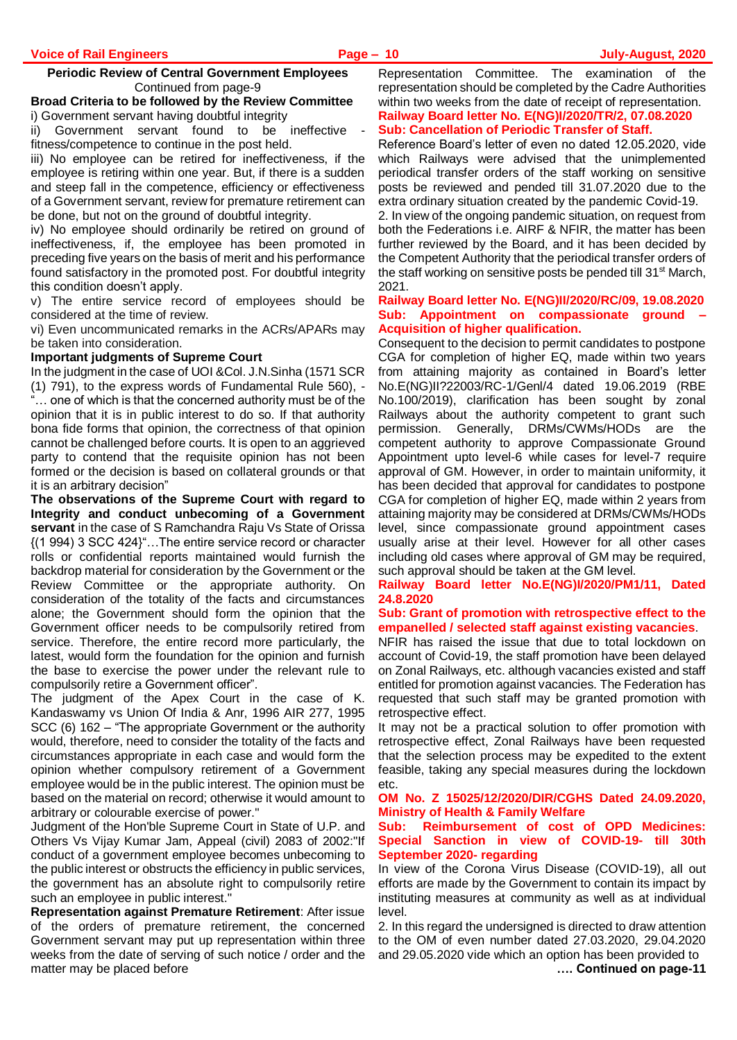**Periodic Review of Central Government Employees**

Continued from page-9

**Broad Criteria to be followed by the Review Committee**

i) Government servant having doubtful integrity

ii) Government servant found to be ineffective - fitness/competence to continue in the post held.

iii) No employee can be retired for ineffectiveness, if the employee is retiring within one year. But, if there is a sudden and steep fall in the competence, efficiency or effectiveness of a Government servant, review for premature retirement can be done, but not on the ground of doubtful integrity.

iv) No employee should ordinarily be retired on ground of ineffectiveness, if, the employee has been promoted in preceding five years on the basis of merit and his performance found satisfactory in the promoted post. For doubtful integrity this condition doesn't apply.

v) The entire service record of employees should be considered at the time of review.

vi) Even uncommunicated remarks in the ACRs/APARs may be taken into consideration.

**Important judgments of Supreme Court**

In the judgment in the case of UOI &Col. J.N.Sinha (1571 SCR (1) 791), to the express words of Fundamental Rule 560), - "… one of which is that the concerned authority must be of the opinion that it is in public interest to do so. If that authority bona fide forms that opinion, the correctness of that opinion cannot be challenged before courts. It is open to an aggrieved party to contend that the requisite opinion has not been formed or the decision is based on collateral grounds or that it is an arbitrary decision"

**The observations of the Supreme Court with regard to Integrity and conduct unbecoming of a Government servant** in the case of S Ramchandra Raju Vs State of Orissa {(1 994) 3 SCC 424}"…The entire service record or character rolls or confidential reports maintained would furnish the backdrop material for consideration by the Government or the Review Committee or the appropriate authority. On consideration of the totality of the facts and circumstances alone; the Government should form the opinion that the Government officer needs to be compulsorily retired from service. Therefore, the entire record more particularly, the latest, would form the foundation for the opinion and furnish the base to exercise the power under the relevant rule to compulsorily retire a Government officer".

The judgment of the Apex Court in the case of K. Kandaswamy vs Union Of India & Anr, 1996 AIR 277, 1995 SCC (6) 162 – "The appropriate Government or the authority would, therefore, need to consider the totality of the facts and circumstances appropriate in each case and would form the opinion whether compulsory retirement of a Government employee would be in the public interest. The opinion must be based on the material on record; otherwise it would amount to arbitrary or colourable exercise of power."

Judgment of the Hon'ble Supreme Court in State of U.P. and Others Vs Vijay Kumar Jam, Appeal (civil) 2083 of 2002:"If conduct of a government employee becomes unbecoming to the public interest or obstructs the efficiency in public services, the government has an absolute right to compulsorily retire such an employee in public interest."

**Representation against Premature Retirement**: After issue of the orders of premature retirement, the concerned Government servant may put up representation within three weeks from the date of serving of such notice / order and the matter may be placed before Representation Committee. The examination of the representation should be completed by the Cadre Authorities within two weeks from the date of receipt of representation.

**Railway Board letter No. E(NG)I/2020/TR/2, 07.08.2020**
**Sub: Cancellation of Periodic Transfer of Staff.**

Reference Board's letter of even no dated 12.05.2020, vide which Railways were advised that the unimplemented periodical transfer orders of the staff working on sensitive posts be reviewed and pended till 31.07.2020 due to the extra ordinary situation created by the pandemic Covid-19.

2. In view of the ongoing pandemic situation, on request from both the Federations i.e. AIRF & NFIR, the matter has been further reviewed by the Board, and it has been decided by the Competent Authority that the periodical transfer orders of the staff working on sensitive posts be pended till 31st March, 2021.

**Railway Board letter No. E(NG)II/2020/RC/09, 19.08.2020**
**Sub: Appointment on compassionate ground – Acquisition of higher qualification.**

Consequent to the decision to permit candidates to postpone CGA for completion of higher EQ, made within two years from attaining majority as contained in Board's letter No.E(NG)II?22003/RC-1/Genl/4 dated 19.06.2019 (RBE No.100/2019), clarification has been sought by zonal Railways about the authority competent to grant such permission. Generally, DRMs/CWMs/HODs are the competent authority to approve Compassionate Ground Appointment upto level-6 while cases for level-7 require approval of GM. However, in order to maintain uniformity, it has been decided that approval for candidates to postpone CGA for completion of higher EQ, made within 2 years from attaining majority may be considered at DRMs/CWMs/HODs level, since compassionate ground appointment cases usually arise at their level. However for all other cases including old cases where approval of GM may be required, such approval should be taken at the GM level.

**Railway Board letter No.E(NG)I/2020/PM1/11, Dated 24.8.2020**
**Sub: Grant of promotion with retrospective effect to the empanelled / selected staff against existing vacancies.**

NFIR has raised the issue that due to total lockdown on account of Covid-19, the staff promotion have been delayed on Zonal Railways, etc. although vacancies existed and staff entitled for promotion against vacancies. The Federation has requested that such staff may be granted promotion with retrospective effect.

It may not be a practical solution to offer promotion with retrospective effect, Zonal Railways have been requested that the selection process may be expedited to the extent feasible, taking any special measures during the lockdown etc.

**OM No. Z 15025/12/2020/DIR/CGHS Dated 24.09.2020, Ministry of Health & Family Welfare**
**Sub: Reimbursement of cost of OPD Medicines: Special Sanction in view of COVID-19- till 30th September 2020- regarding**

In view of the Corona Virus Disease (COVID-19), all out efforts are made by the Government to contain its impact by instituting measures at community as well as at individual level.

2. In this regard the undersigned is directed to draw attention to the OM of even number dated 27.03.2020, 29.04.2020 and 29.05.2020 vide which an option has been provided to

**…. Continued on page-11**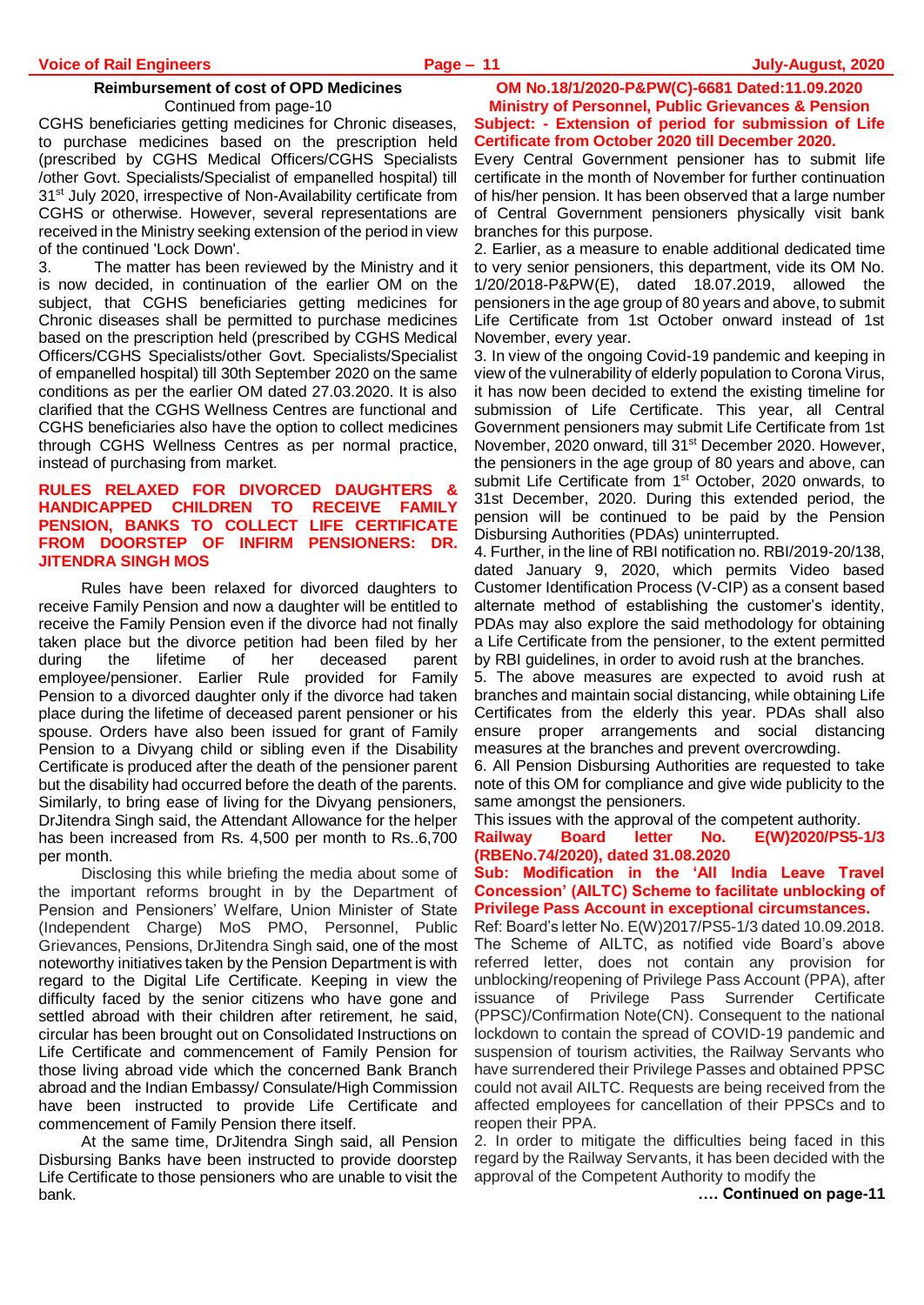## Reimbursement of cost of OPD Medicines

Continued from page-10

CGHS beneficiaries getting medicines for Chronic diseases, to purchase medicines based on the prescription held (prescribed by CGHS Medical Officers/CGHS Specialists /other Govt. Specialists/Specialist of empanelled hospital) till 31st July 2020, irrespective of Non-Availability certificate from CGHS or otherwise. However, several representations are received in the Ministry seeking extension of the period in view of the continued 'Lock Down'.

3. The matter has been reviewed by the Ministry and it is now decided, in continuation of the earlier OM on the subject, that CGHS beneficiaries getting medicines for Chronic diseases shall be permitted to purchase medicines based on the prescription held (prescribed by CGHS Medical Officers/CGHS Specialists/other Govt. Specialists/Specialist of empanelled hospital) till 30th September 2020 on the same conditions as per the earlier OM dated 27.03.2020. It is also clarified that the CGHS Wellness Centres are functional and CGHS beneficiaries also have the option to collect medicines through CGHS Wellness Centres as per normal practice, instead of purchasing from market.

## RULES RELAXED FOR DIVORCED DAUGHTERS & HANDICAPPED CHILDREN TO RECEIVE FAMILY PENSION, BANKS TO COLLECT LIFE CERTIFICATE FROM DOORSTEP OF INFIRM PENSIONERS: DR. JITENDRA SINGH MOS

Rules have been relaxed for divorced daughters to receive Family Pension and now a daughter will be entitled to receive the Family Pension even if the divorce had not finally taken place but the divorce petition had been filed by her during the lifetime of her deceased parent employee/pensioner. Earlier Rule provided for Family Pension to a divorced daughter only if the divorce had taken place during the lifetime of deceased parent pensioner or his spouse. Orders have also been issued for grant of Family Pension to a Divyang child or sibling even if the Disability Certificate is produced after the death of the pensioner parent but the disability had occurred before the death of the parents. Similarly, to bring ease of living for the Divyang pensioners, DrJitendra Singh said, the Attendant Allowance for the helper has been increased from Rs. 4,500 per month to Rs..6,700 per month.

Disclosing this while briefing the media about some of the important reforms brought in by the Department of Pension and Pensioners' Welfare, Union Minister of State (Independent Charge) MoS PMO, Personnel, Public Grievances, Pensions, DrJitendra Singh said, one of the most noteworthy initiatives taken by the Pension Department is with regard to the Digital Life Certificate. Keeping in view the difficulty faced by the senior citizens who have gone and settled abroad with their children after retirement, he said, circular has been brought out on Consolidated Instructions on Life Certificate and commencement of Family Pension for those living abroad vide which the concerned Bank Branch abroad and the Indian Embassy/ Consulate/High Commission have been instructed to provide Life Certificate and commencement of Family Pension there itself.

At the same time, DrJitendra Singh said, all Pension Disbursing Banks have been instructed to provide doorstep Life Certificate to those pensioners who are unable to visit the bank.

## OM No.18/1/2020-P&PW(C)-6681 Dated:11.09.2020

**Ministry of Personnel, Public Grievances & Pension**

**Subject: - Extension of period for submission of Life Certificate from October 2020 till December 2020.**

Every Central Government pensioner has to submit life certificate in the month of November for further continuation of his/her pension. It has been observed that a large number of Central Government pensioners physically visit bank branches for this purpose.

2. Earlier, as a measure to enable additional dedicated time to very senior pensioners, this department, vide its OM No. 1/20/2018-P&PW(E), dated 18.07.2019, allowed the pensioners in the age group of 80 years and above, to submit Life Certificate from 1st October onward instead of 1st November, every year.

3. In view of the ongoing Covid-19 pandemic and keeping in view of the vulnerability of elderly population to Corona Virus, it has now been decided to extend the existing timeline for submission of Life Certificate. This year, all Central Government pensioners may submit Life Certificate from 1st November, 2020 onward, till 31st December 2020. However, the pensioners in the age group of 80 years and above, can submit Life Certificate from 1st October, 2020 onwards, to 31st December, 2020. During this extended period, the pension will be continued to be paid by the Pension Disbursing Authorities (PDAs) uninterrupted.

4. Further, in the line of RBI notification no. RBI/2019-20/138, dated January 9, 2020, which permits Video based Customer Identification Process (V-CIP) as a consent based alternate method of establishing the customer's identity, PDAs may also explore the said methodology for obtaining a Life Certificate from the pensioner, to the extent permitted by RBI guidelines, in order to avoid rush at the branches.

5. The above measures are expected to avoid rush at branches and maintain social distancing, while obtaining Life Certificates from the elderly this year. PDAs shall also ensure proper arrangements and social distancing measures at the branches and prevent overcrowding.

6. All Pension Disbursing Authorities are requested to take note of this OM for compliance and give wide publicity to the same amongst the pensioners.

This issues with the approval of the competent authority.

## Railway Board letter No. E(W)2020/PS5-1/3 (RBENo.74/2020), dated 31.08.2020

**Sub: Modification in the 'All India Leave Travel Concession' (AILTC) Scheme to facilitate unblocking of Privilege Pass Account in exceptional circumstances.**

Ref: Board's letter No. E(W)2017/PS5-1/3 dated 10.09.2018.

The Scheme of AILTC, as notified vide Board's above referred letter, does not contain any provision for unblocking/reopening of Privilege Pass Account (PPA), after issuance of Privilege Pass Surrender Certificate (PPSC)/Confirmation Note(CN). Consequent to the national lockdown to contain the spread of COVID-19 pandemic and suspension of tourism activities, the Railway Servants who have surrendered their Privilege Passes and obtained PPSC could not avail AILTC. Requests are being received from the affected employees for cancellation of their PPSCs and to reopen their PPA.

2. In order to mitigate the difficulties being faced in this regard by the Railway Servants, it has been decided with the approval of the Competent Authority to modify the

**…. Continued on page-11**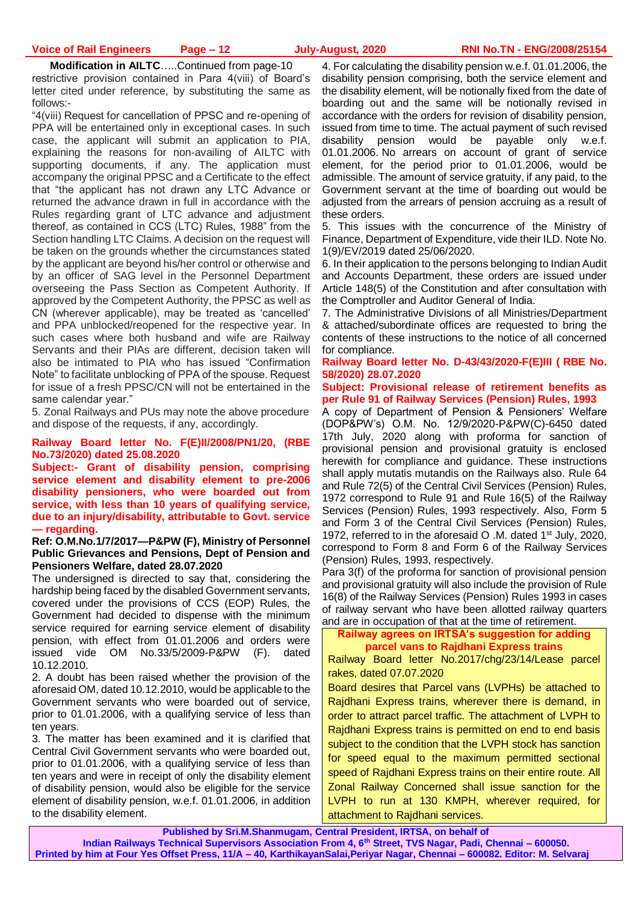**Modification in AILTC**…..Continued from page-10

restrictive provision contained in Para 4(viii) of Board's letter cited under reference, by substituting the same as follows:-

"4(viii) Request for cancellation of PPSC and re-opening of PPA will be entertained only in exceptional cases. In such case, the applicant will submit an application to PIA, explaining the reasons for non-availing of AILTC with supporting documents, if any. The application must accompany the original PPSC and a Certificate to the effect that "the applicant has not drawn any LTC Advance or returned the advance drawn in full in accordance with the Rules regarding grant of LTC advance and adjustment thereof, as contained in CCS (LTC) Rules, 1988" from the Section handling LTC Claims. A decision on the request will be taken on the grounds whether the circumstances stated by the applicant are beyond his/her control or otherwise and by an officer of SAG level in the Personnel Department overseeing the Pass Section as Competent Authority. If approved by the Competent Authority, the PPSC as well as CN (wherever applicable), may be treated as 'cancelled' and PPA unblocked/reopened for the respective year. In such cases where both husband and wife are Railway Servants and their PIAs are different, decision taken will also be intimated to PIA who has issued "Confirmation Note" to facilitate unblocking of PPA of the spouse. Request for issue of a fresh PPSC/CN will not be entertained in the same calendar year."

5. Zonal Railways and PUs may note the above procedure and dispose of the requests, if any, accordingly.

**Railway Board letter No. F(E)II/2008/PN1/20, (RBE No.73/2020) dated 25.08.2020**

**Subject:- Grant of disability pension, comprising service element and disability element to pre-2006 disability pensioners, who were boarded out from service, with less than 10 years of qualifying service, due to an injury/disability, attributable to Govt. service — regarding.**

**Ref: O.M.No.1/7/2017—P&PW (F), Ministry of Personnel Public Grievances and Pensions, Dept of Pension and Pensioners Welfare, dated 28.07.2020**

The undersigned is directed to say that, considering the hardship being faced by the disabled Government servants, covered under the provisions of CCS (EOP) Rules, the Government had decided to dispense with the minimum service required for earning service element of disability pension, with effect from 01.01.2006 and orders were issued vide OM No.33/5/2009-P&PW (F). dated 10.12.2010.

2. A doubt has been raised whether the provision of the aforesaid OM, dated 10.12.2010, would be applicable to the Government servants who were boarded out of service, prior to 01.01.2006, with a qualifying service of less than ten years.

3. The matter has been examined and it is clarified that Central Civil Government servants who were boarded out, prior to 01.01.2006, with a qualifying service of less than ten years and were in receipt of only the disability element of disability pension, would also be eligible for the service element of disability pension, w.e.f. 01.01.2006, in addition to the disability element.

4. For calculating the disability pension w.e.f. 01.01.2006, the disability pension comprising, both the service element and the disability element, will be notionally fixed from the date of boarding out and the same will be notionally revised in accordance with the orders for revision of disability pension, issued from time to time. The actual payment of such revised disability pension would be payable only w.e.f. 01.01.2006. No arrears on account of grant of service element, for the period prior to 01.01.2006, would be admissible. The amount of service gratuity, if any paid, to the Government servant at the time of boarding out would be adjusted from the arrears of pension accruing as a result of these orders.

5. This issues with the concurrence of the Ministry of Finance, Department of Expenditure, vide their ILD. Note No. 1(9)/EV/2019 dated 25/06/2020.

6. In their application to the persons belonging to Indian Audit and Accounts Department, these orders are issued under Article 148(5) of the Constitution and after consultation with the Comptroller and Auditor General of India.

7. The Administrative Divisions of all Ministries/Department & attached/subordinate offices are requested to bring the contents of these instructions to the notice of all concerned for compliance.

**Railway Board letter No. D-43/43/2020-F(E)III ( RBE No. 58/2020) 28.07.2020**

**Subject: Provisional release of retirement benefits as per Rule 91 of Railway Services (Pension) Rules, 1993**

A copy of Department of Pension & Pensioners' Welfare (DOP&PW's) O.M. No. 12/9/2020-P&PW(C)-6450 dated 17th July, 2020 along with proforma for sanction of provisional pension and provisional gratuity is enclosed herewith for compliance and guidance. These instructions shall apply mutatis mutandis on the Railways also. Rule 64 and Rule 72(5) of the Central Civil Services (Pension) Rules, 1972 correspond to Rule 91 and Rule 16(5) of the Railway Services (Pension) Rules, 1993 respectively. Also, Form 5 and Form 3 of the Central Civil Services (Pension) Rules, 1972, referred to in the aforesaid O .M. dated 1st July, 2020, correspond to Form 8 and Form 6 of the Railway Services (Pension) Rules, 1993, respectively.

Para 3(f) of the proforma for sanction of provisional pension and provisional gratuity will also include the provision of Rule 16(8) of the Railway Services (Pension) Rules 1993 in cases of railway servant who have been allotted railway quarters and are in occupation of that at the time of retirement.

**Railway agrees on IRTSA's suggestion for adding parcel vans to Rajdhani Express trains**

Railway Board letter No.2017/chg/23/14/Lease parcel rakes, dated 07.07.2020

Board desires that Parcel vans (LVPHs) be attached to Rajdhani Express trains, wherever there is demand, in order to attract parcel traffic. The attachment of LVPH to Rajdhani Express trains is permitted on end to end basis subject to the condition that the LVPH stock has sanction for speed equal to the maximum permitted sectional speed of Rajdhani Express trains on their entire route. All Zonal Railway Concerned shall issue sanction for the LVPH to run at 130 KMPH, wherever required, for attachment to Rajdhani services.

**Published by Sri.M.Shanmugam, Central President, IRTSA, on behalf of Indian Railways Technical Supervisors Association From 4, 6th Street, TVS Nagar, Padi, Chennai – 600050. Printed by him at Four Yes Offset Press, 11/A – 40, KarthikayanSalai,Periyar Nagar, Chennai – 600082. Editor: M. Selvaraj**